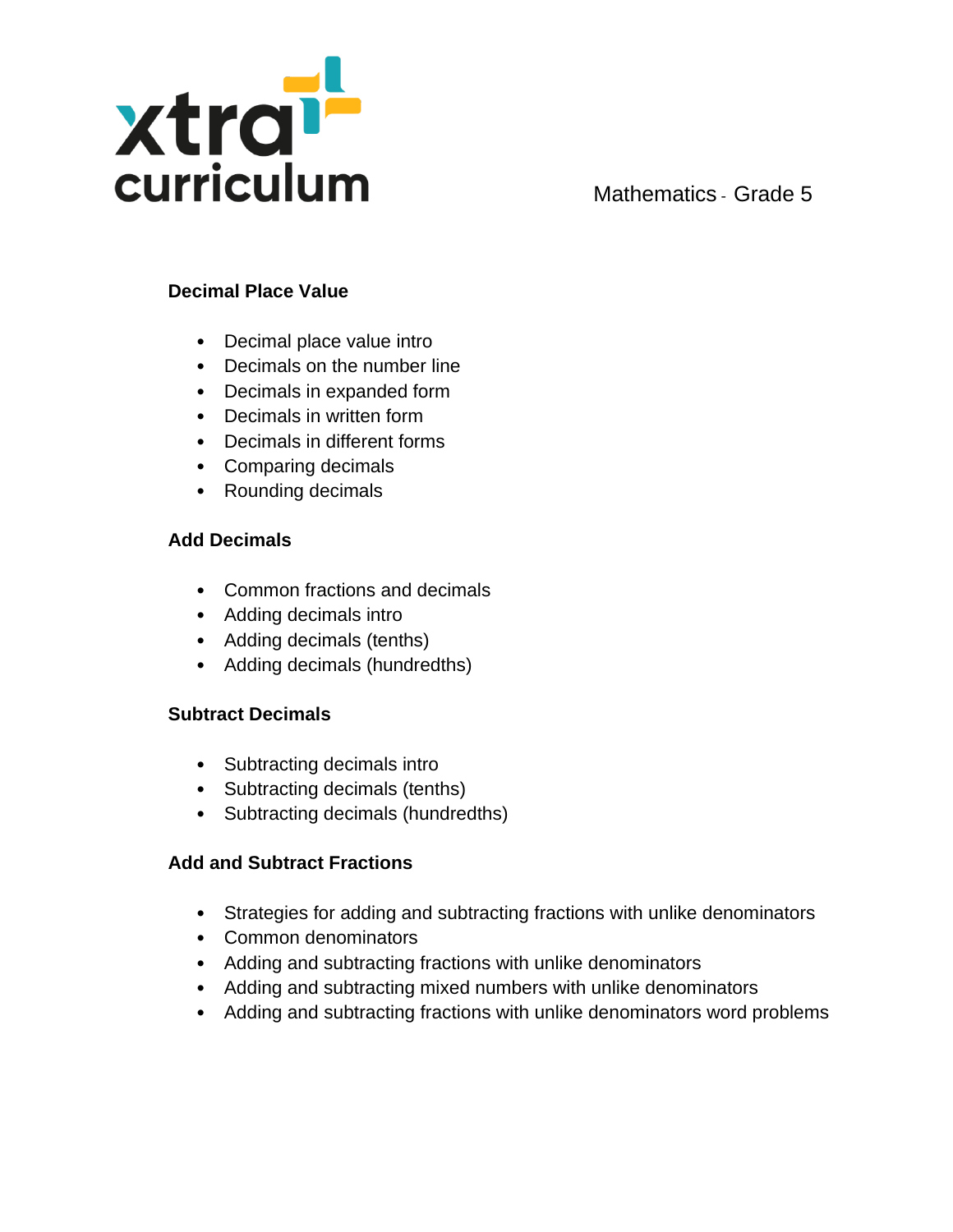xtra curriculum

Mathematics - Grade 5

## Decimal Place Value

- Decimal place value intro
- Decimals on the number line
- Decimals in expanded form
- Decimals in written form
- Decimals in different forms
- Comparing decimals
- Rounding decimals

## Add Decimals

- Common fractions and decimals
- Adding decimals intro
- Adding decimals (tenths)
- Adding decimals (hundredths)

## Subtract Decimals

- Subtracting decimals intro
- Subtracting decimals (tenths)
- Subtracting decimals (hundredths)

## Add and Subtract Fractions

- Strategies for adding and subtracting fractions with unlike denominators
- Common denominators
- Adding and subtracting fractions with unlike denominators
- Adding and subtracting mixed numbers with unlike denominators
- Adding and subtracting fractions with unlike denominators word problems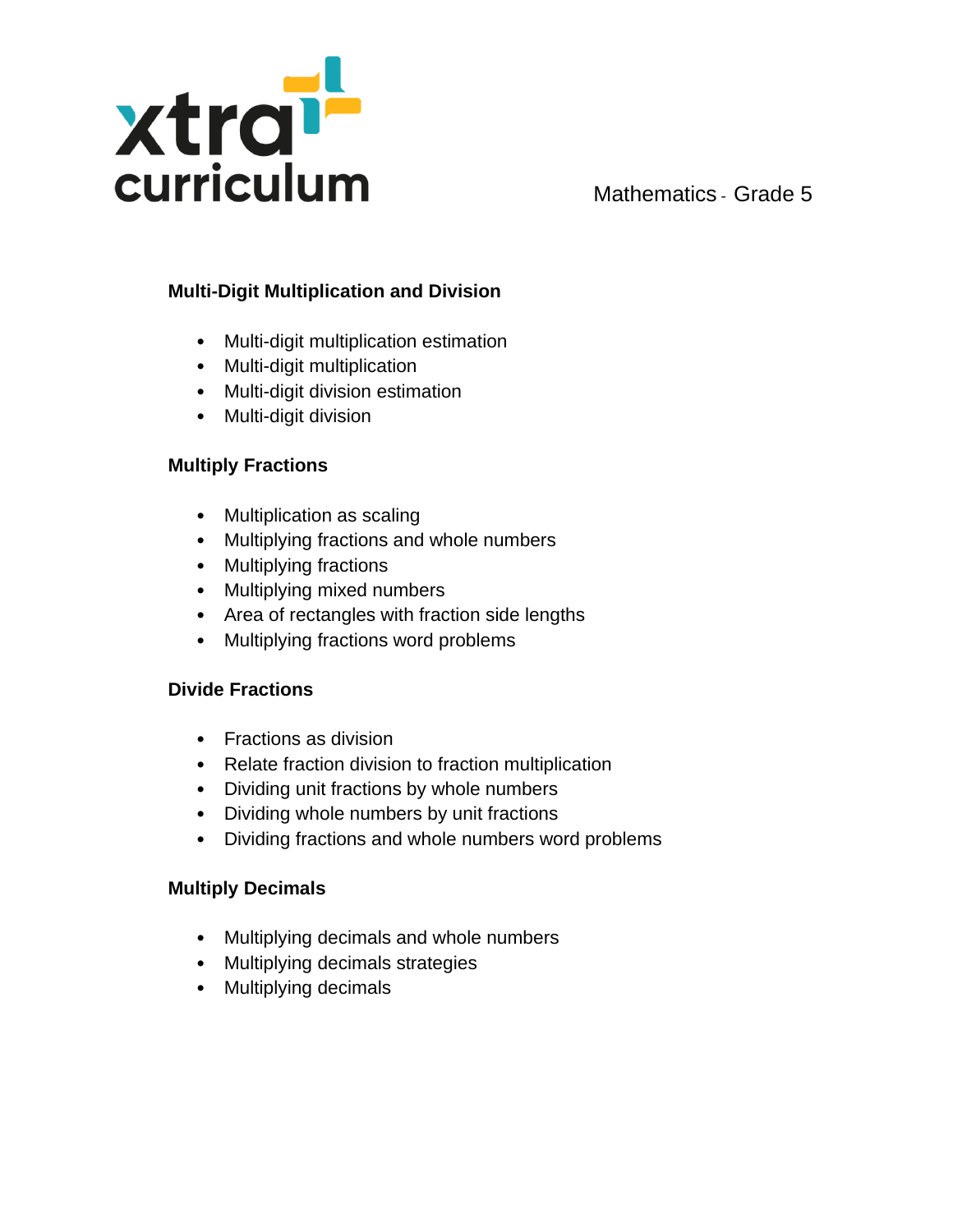**Multi-Digit Multiplication and Division**

- Multi-digit multiplication estimation
- Multi-digit multiplication
- Multi-digit division estimation
- Multi-digit division

**Multiply Fractions**

- Multiplication as scaling
- Multiplying fractions and whole numbers
- Multiplying fractions
- Multiplying mixed numbers
- Area of rectangles with fraction side lengths
- Multiplying fractions word problems

**Divide Fractions**

- Fractions as division
- Relate fraction division to fraction multiplication
- Dividing unit fractions by whole numbers
- Dividing whole numbers by unit fractions
- Dividing fractions and whole numbers word problems

**Multiply Decimals**

- Multiplying decimals and whole numbers
- Multiplying decimals strategies
- Multiplying decimals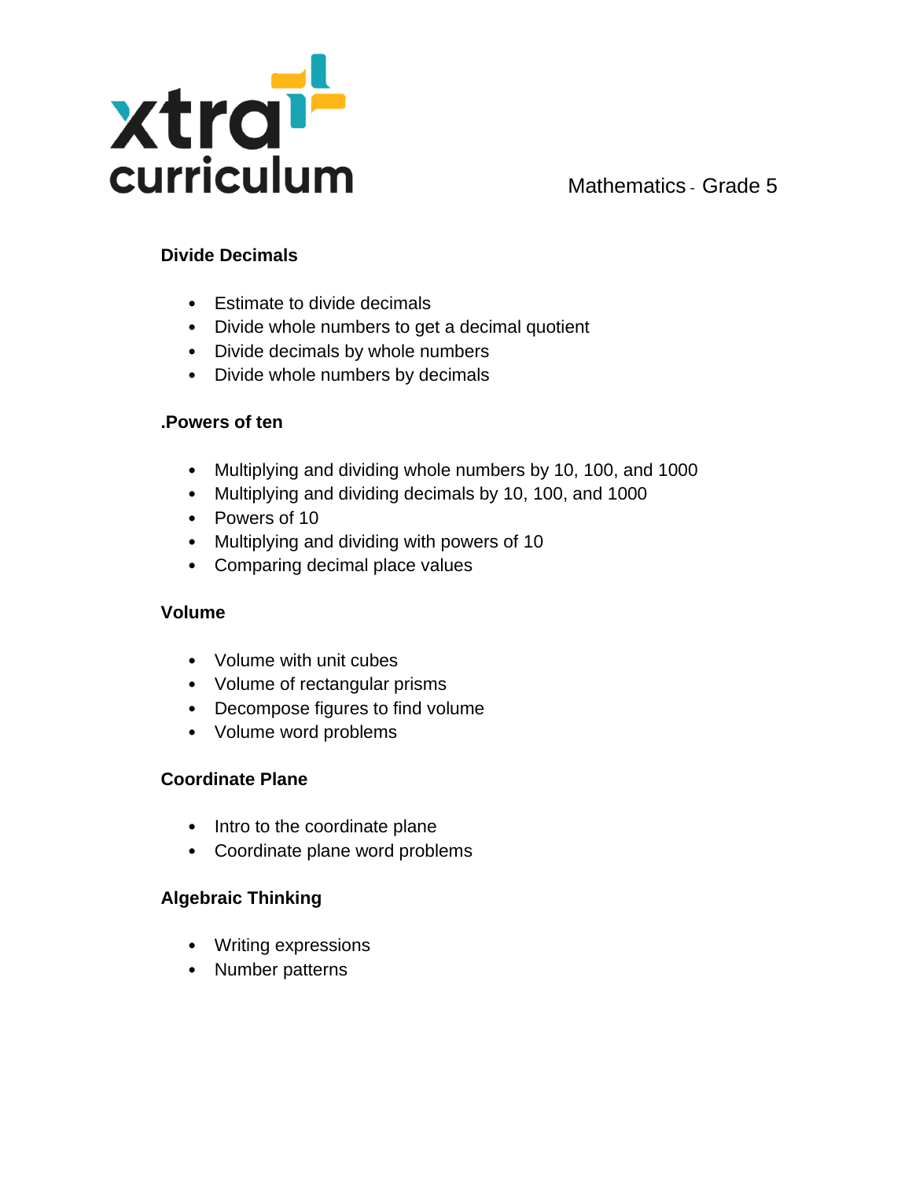**Divide Decimals**

- Estimate to divide decimals
- Divide whole numbers to get a decimal quotient
- Divide decimals by whole numbers
- Divide whole numbers by decimals

**.Powers of ten**

- Multiplying and dividing whole numbers by 10, 100, and 1000
- Multiplying and dividing decimals by 10, 100, and 1000
- Powers of 10
- Multiplying and dividing with powers of 10
- Comparing decimal place values

**Volume**

- Volume with unit cubes
- Volume of rectangular prisms
- Decompose figures to find volume
- Volume word problems

**Coordinate Plane**

- Intro to the coordinate plane
- Coordinate plane word problems

**Algebraic Thinking**

- Writing expressions
- Number patterns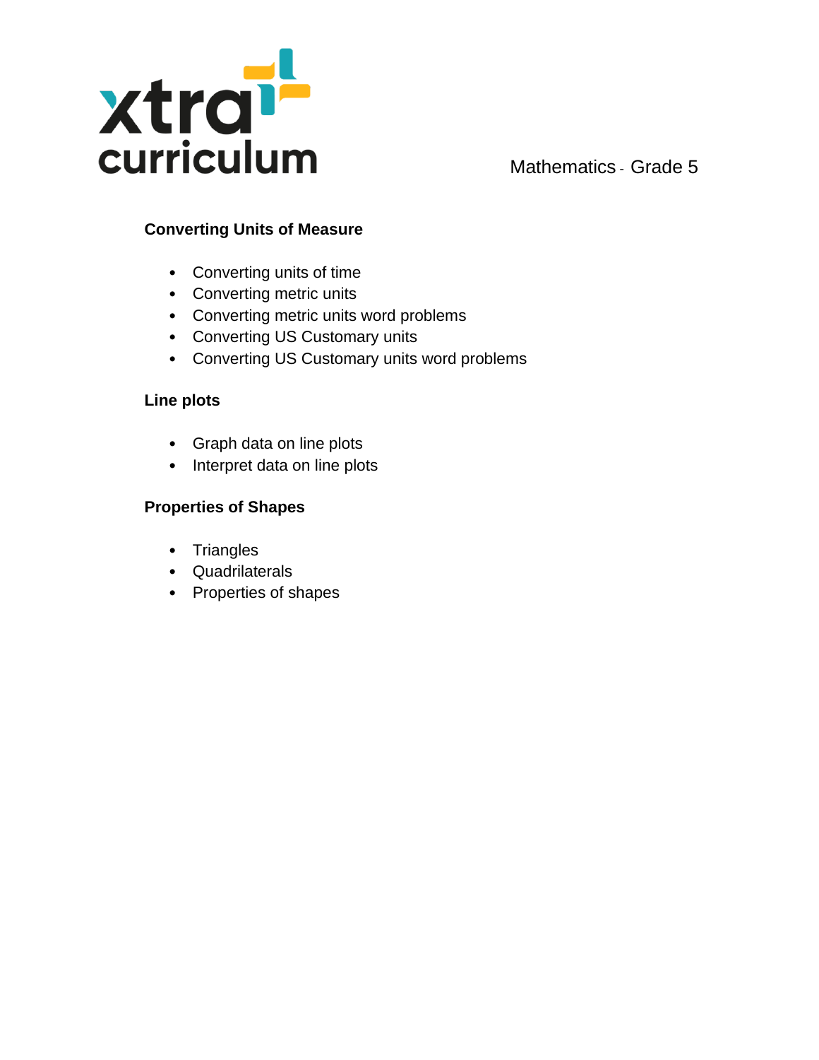Mathematics - Grade 5

## Converting Units of Measure

- Converting units of time
- Converting metric units
- Converting metric units word problems
- Converting US Customary units
- Converting US Customary units word problems

## Line plots

- Graph data on line plots
- Interpret data on line plots

## Properties of Shapes

- Triangles
- Quadrilaterals
- Properties of shapes